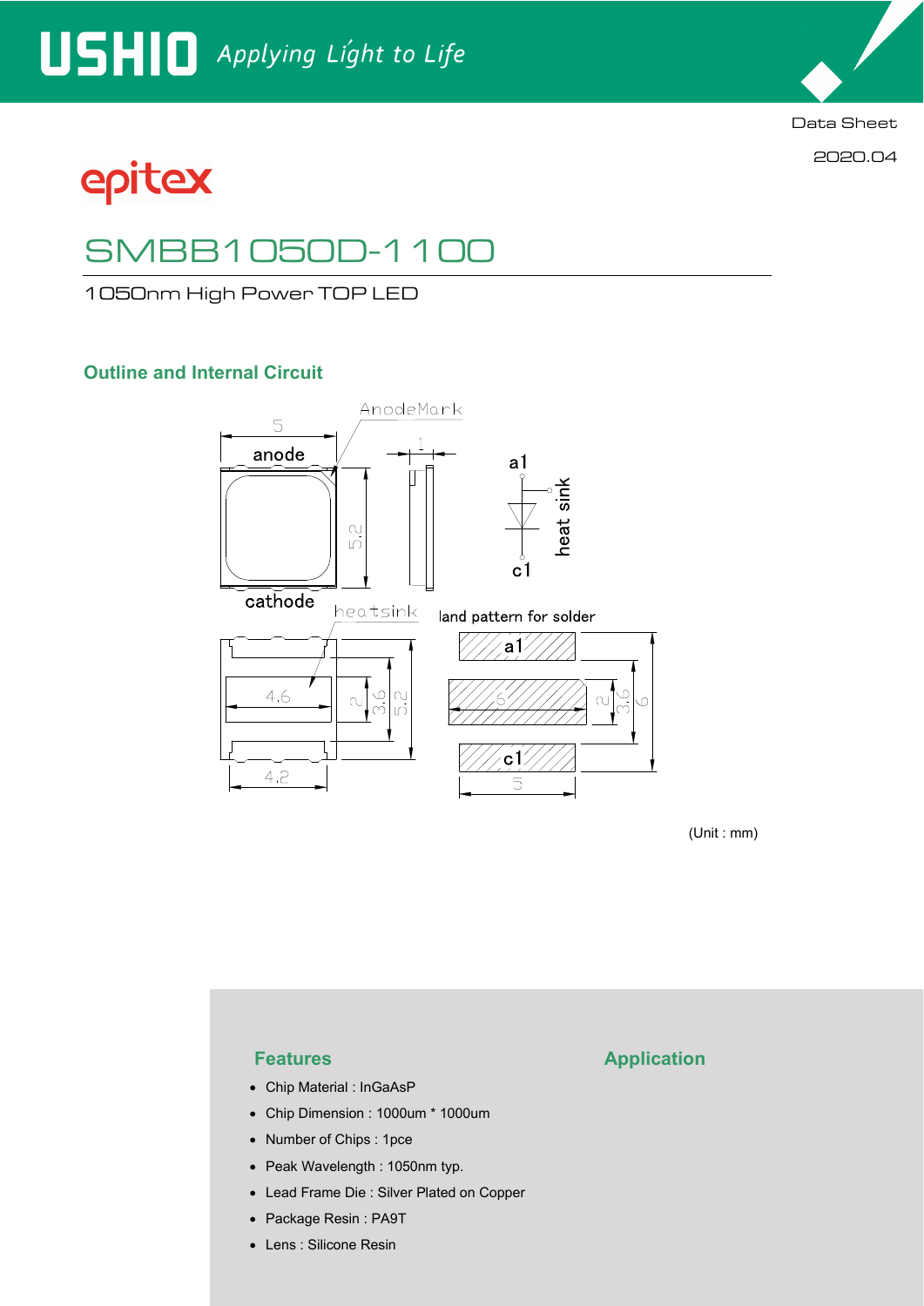USHIO *Applying Light to Life*

Data Sheet

2020.04

epitex

# SMBB1050D-1100

1050nm High Power TOP LED

## Outline and Internal Circuit

AnodeMark

5

anode

1

a1

heat sink

c1

5.2

cathode

heatsink

land pattern for solder

4.6

2

3.6

5.2

4.2

a1

6

2

3.6

6

c1

5

(Unit : mm)

## Features

- Chip Material : InGaAsP
- Chip Dimension : 1000um * 1000um
- Number of Chips : 1pce
- Peak Wavelength : 1050nm typ.
- Lead Frame Die : Silver Plated on Copper
- Package Resin : PA9T
- Lens : Silicone Resin

## Application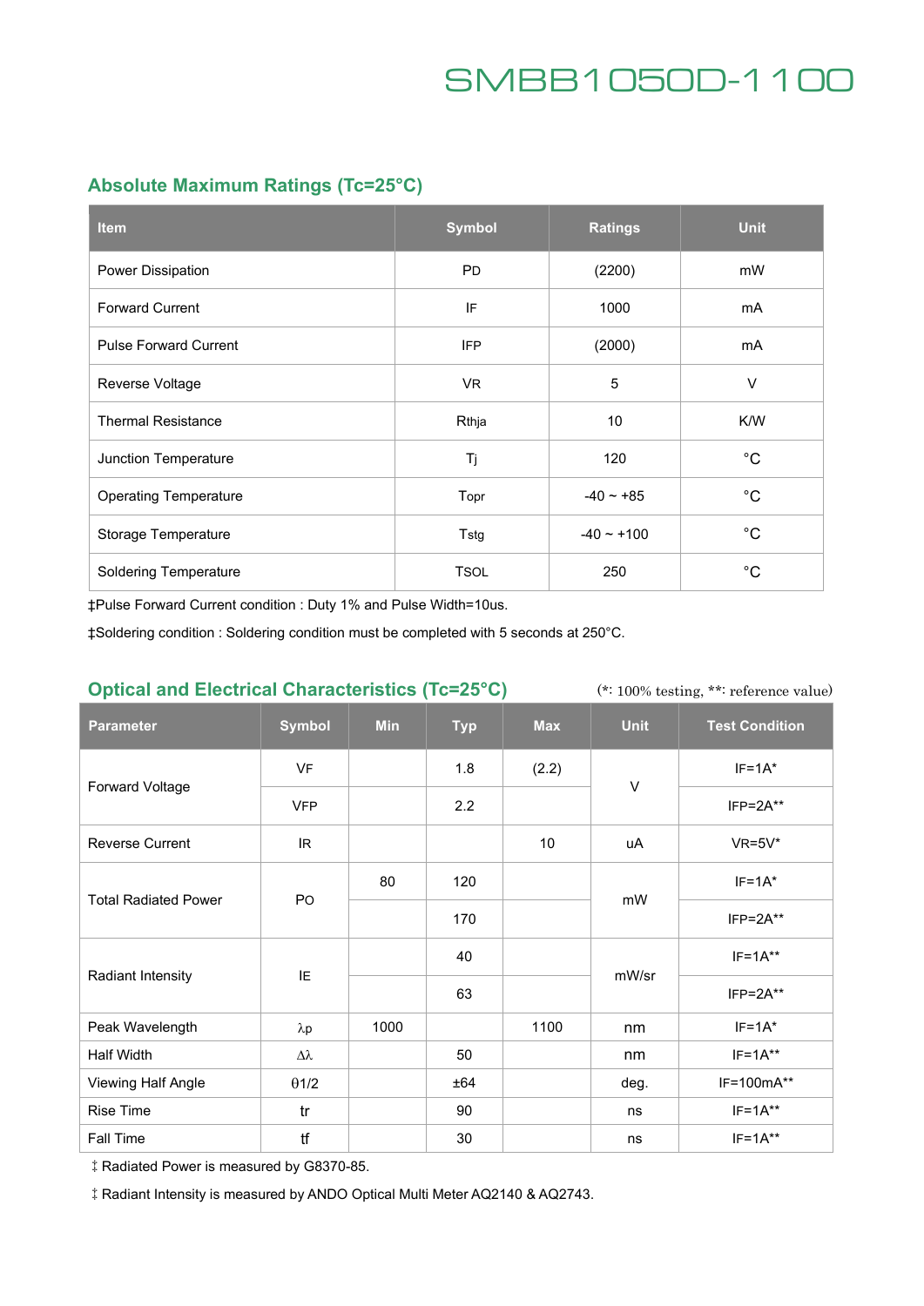# SMBB1050D-1100

## Absolute Maximum Ratings (Tc=25°C)

| Item | Symbol | Ratings | Unit |
|---|---|---|---|
| Power Dissipation | PD | (2200) | mW |
| Forward Current | IF | 1000 | mA |
| Pulse Forward Current | IFP | (2000) | mA |
| Reverse Voltage | VR | 5 | V |
| Thermal Resistance | Rthja | 10 | K/W |
| Junction Temperature | Tj | 120 | °C |
| Operating Temperature | Topr | -40 ~ +85 | °C |
| Storage Temperature | Tstg | -40 ~ +100 | °C |
| Soldering Temperature | TSOL | 250 | °C |

‡Pulse Forward Current condition : Duty 1% and Pulse Width=10us.

‡Soldering condition : Soldering condition must be completed with 5 seconds at 250°C.

## Optical and Electrical Characteristics (Tc=25°C)

(*: 100% testing, **: reference value)

| Parameter | Symbol | Min | Typ | Max | Unit | Test Condition |
|---|---|---|---|---|---|---|
| Forward Voltage | VF | | 1.8 | (2.2) | V | IF=1A* |
| | VFP | | 2.2 | | | IFP=2A** |
| Reverse Current | IR | | | 10 | uA | VR=5V* |
| Total Radiated Power | PO | 80 | 120 | | mW | IF=1A* |
| | | | 170 | | | IFP=2A** |
| Radiant Intensity | IE | | 40 | | mW/sr | IF=1A** |
| | | | 63 | | | IFP=2A** |
| Peak Wavelength | λp | 1000 | | 1100 | nm | IF=1A* |
| Half Width | Δλ | | 50 | | nm | IF=1A** |
| Viewing Half Angle | θ1/2 | | ±64 | | deg. | IF=100mA** |
| Rise Time | tr | | 90 | | ns | IF=1A** |
| Fall Time | tf | | 30 | | ns | IF=1A** |

‡ Radiated Power is measured by G8370-85.

‡ Radiant Intensity is measured by ANDO Optical Multi Meter AQ2140 & AQ2743.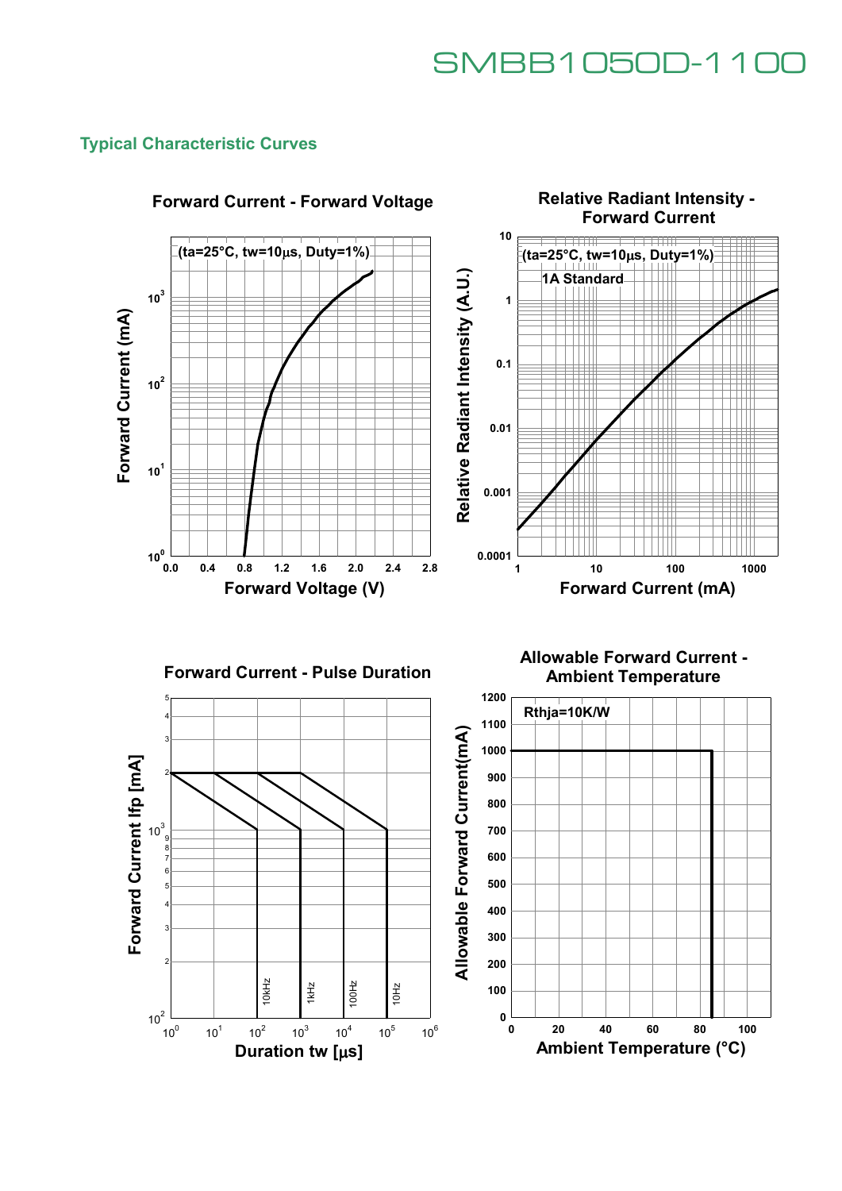## Typical Characteristic Curves

### Forward Current - Forward Voltage

(ta=25°C, tw=10µs, Duty=1%)

Forward Current (mA)

$10^3$
$10^2$
$10^1$
$10^0$

0.0 0.4 0.8 1.2 1.6 2.0 2.4 2.8

Forward Voltage (V)

### Relative Radiant Intensity - Forward Current

(ta=25°C, tw=10µs, Duty=1%)

1A Standard

Relative Radiant Intensity (A.U.)

10
1
0.1
0.01
0.001
0.0001

1 10 100 1000

Forward Current (mA)

### Forward Current - Pulse Duration

Forward Current Ifp [mA]

5 4 3 2 $10^3$ 9 8 7 6 5 4 3 2 $10^2$

$10^0$ $10^1$ $10^2$ $10^3$ $10^4$ $10^5$ $10^6$

10kHz 1kHz 100Hz 10Hz

Duration tw [µs]

### Allowable Forward Current - Ambient Temperature

Rthja=10K/W

Allowable Forward Current(mA)

1200 1100 1000 900 800 700 600 500 400 300 200 100 0

0 20 40 60 80 100

Ambient Temperature (°C)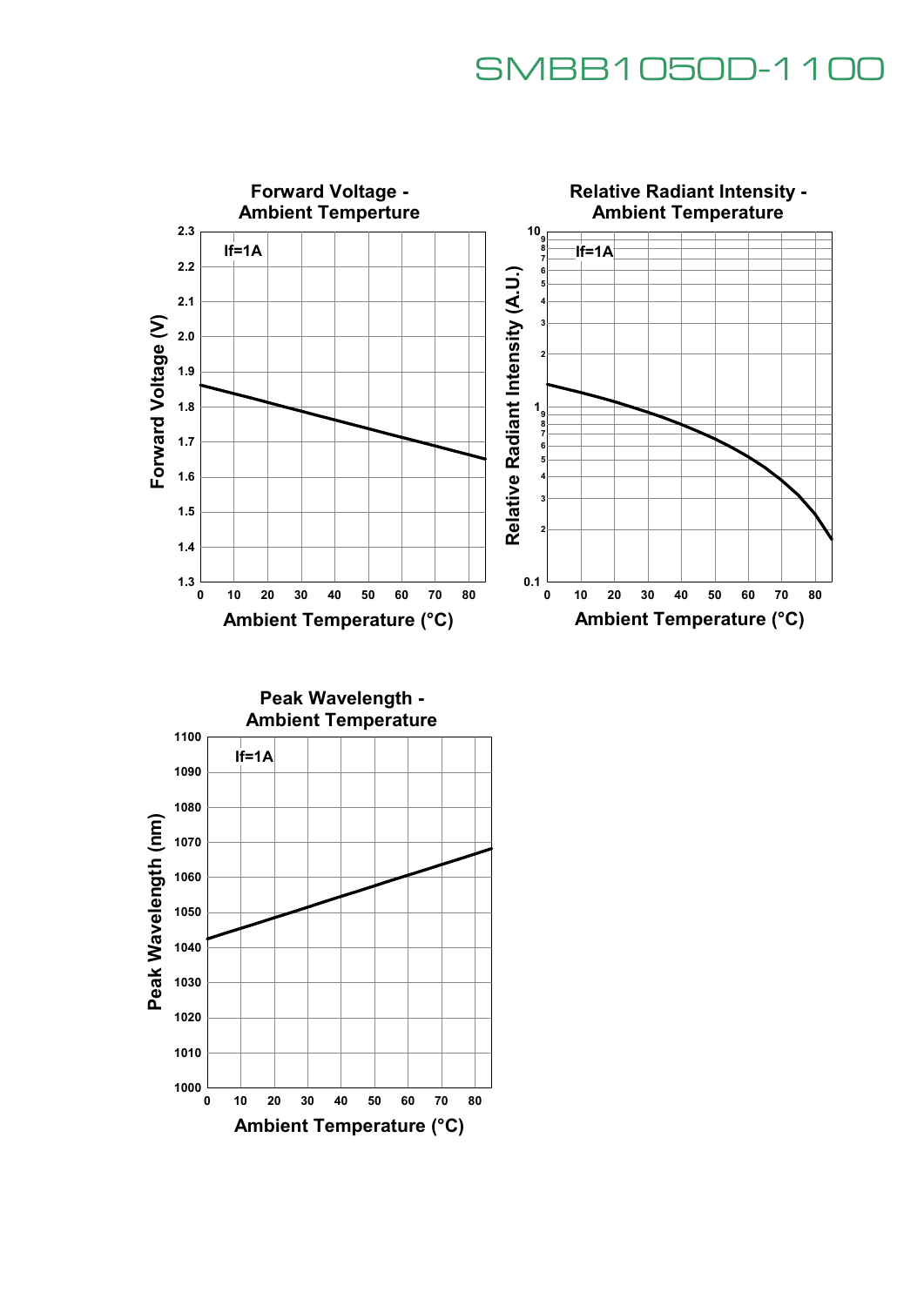Forward Voltage - Ambient Temperture

If=1A

Forward Voltage (V)

2.3
2.2
2.1
2.0
1.9
1.8
1.7
1.6
1.5
1.4
1.3

0 10 20 30 40 50 60 70 80

Ambient Temperature (°C)

Relative Radiant Intensity - Ambient Temperature

If=1A

Relative Radiant Intensity (A.U.)

10
1
0.1

0 10 20 30 40 50 60 70 80

Ambient Temperature (°C)

Peak Wavelength - Ambient Temperature

If=1A

Peak Wavelength (nm)

1100
1090
1080
1070
1060
1050
1040
1030
1020
1010
1000

0 10 20 30 40 50 60 70 80

Ambient Temperature (°C)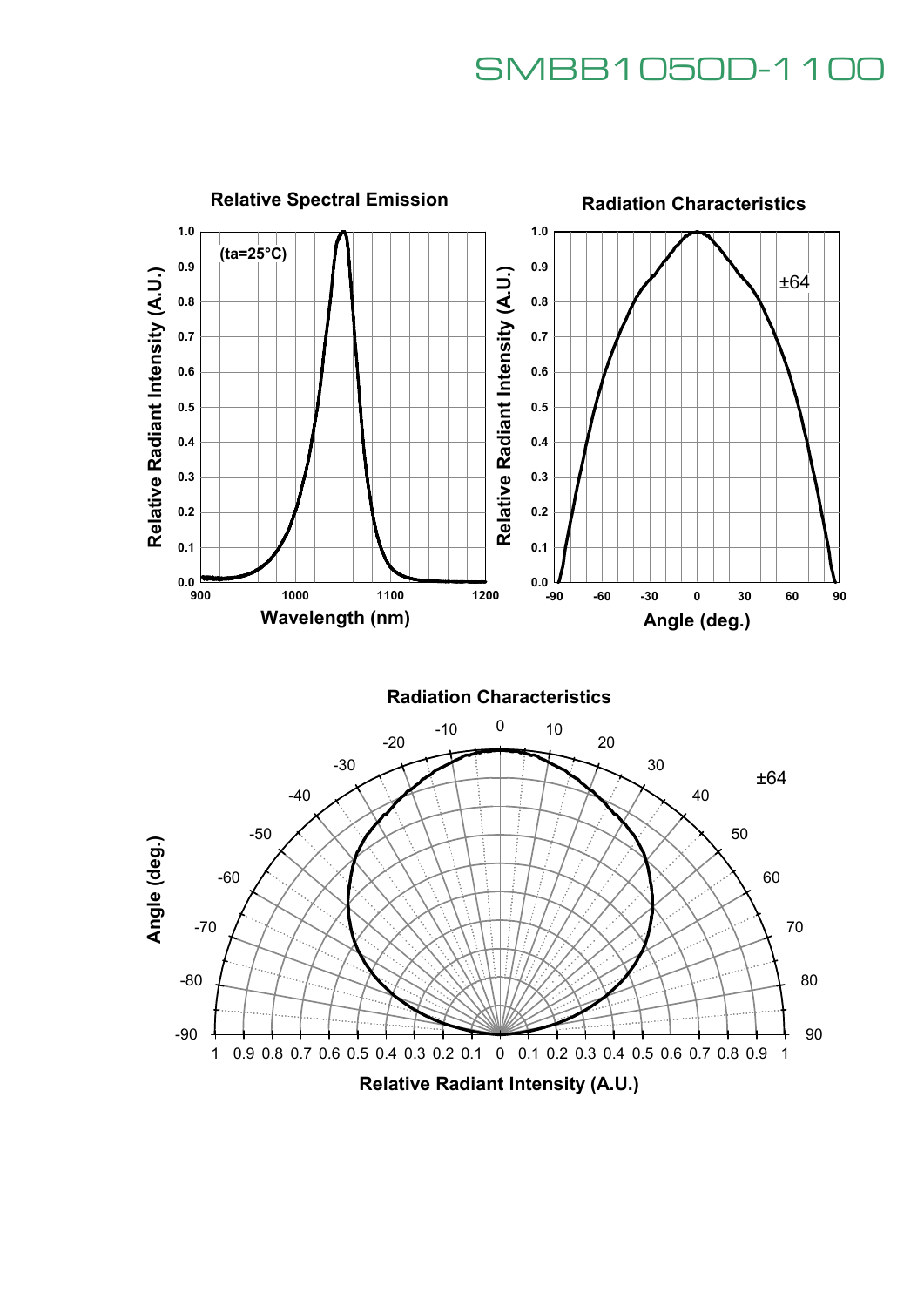SMBB1050D-1100

**Relative Spectral Emission**

(ta=25°C)

Relative Radiant Intensity (A.U.)

1.0
0.9
0.8
0.7
0.6
0.5
0.4
0.3
0.2
0.1
0.0

900 1000 1100 1200

Wavelength (nm)

**Radiation Characteristics**

±64

Relative Radiant Intensity (A.U.)

1.0
0.9
0.8
0.7
0.6
0.5
0.4
0.3
0.2
0.1
0.0

-90 -60 -30 0 30 60 90

Angle (deg.)

**Radiation Characteristics**

±64

Angle (deg.)

-90 -80 -70 -60 -50 -40 -30 -20 -10 0 10 20 30 40 50 60 70 80 90

1 0.9 0.8 0.7 0.6 0.5 0.4 0.3 0.2 0.1 0 0.1 0.2 0.3 0.4 0.5 0.6 0.7 0.8 0.9 1

Relative Radiant Intensity (A.U.)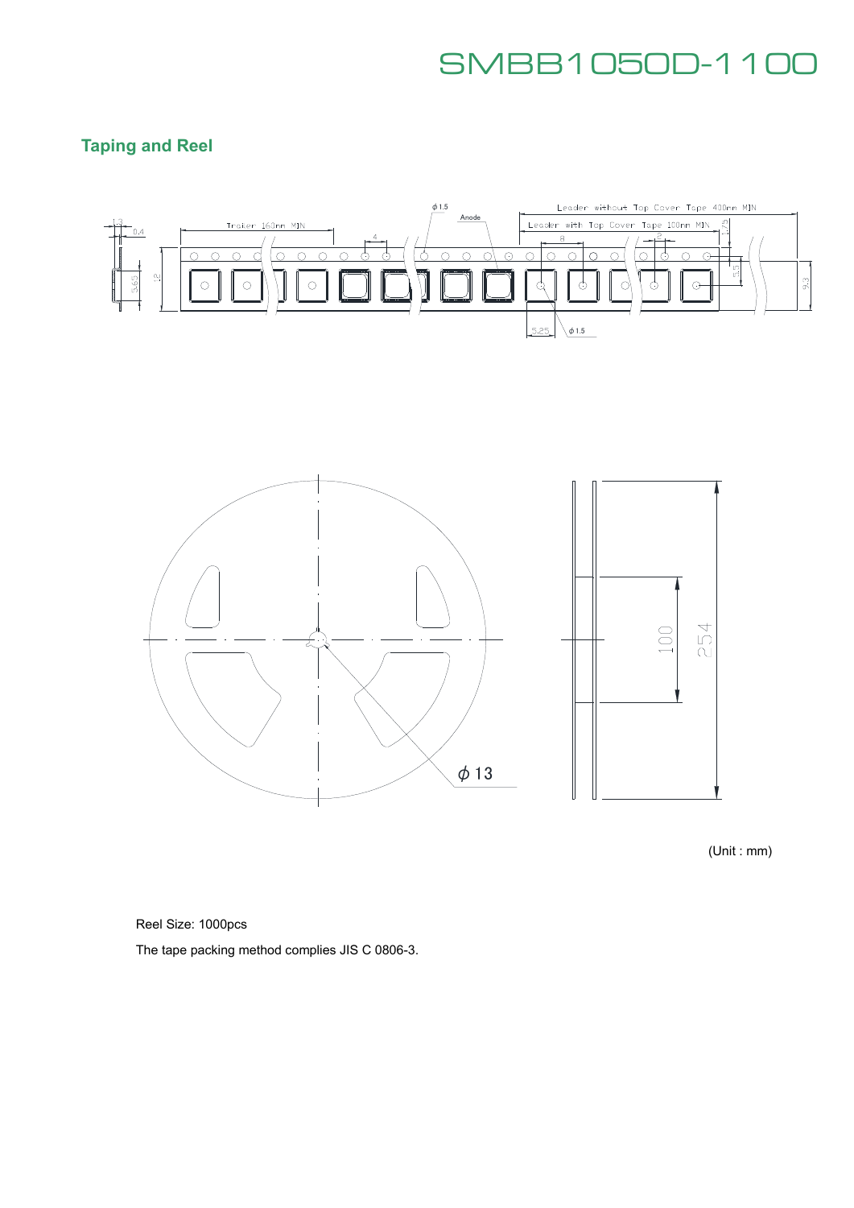## Taping and Reel

Leader without Top Cover Tape 400mm MIN

Leader with Top Cover Tape 100mm MIN

Trailer 160mm MIN

Anode

ϕ1.5

1.3

0.4

3.65

12

4

8

2

1.75

5.5

9.3

5.25

ϕ1.5

ϕ13

100

254

(Unit : mm)

Reel Size: 1000pcs

The tape packing method complies JIS C 0806-3.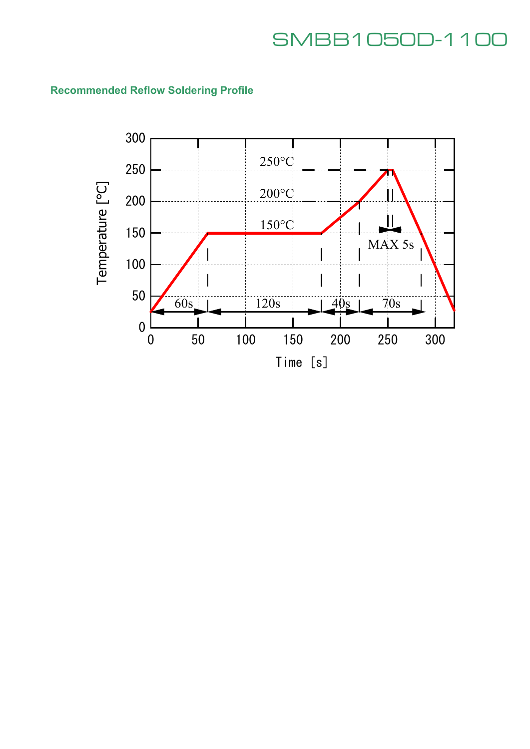## Recommended Reflow Soldering Profile

Temperature [°C]

300
250
200
150
100
50
0

250°C
200°C
150°C

MAX 5s

60s
120s
40s
70s

0
50
100
150
200
250
300

Time [s]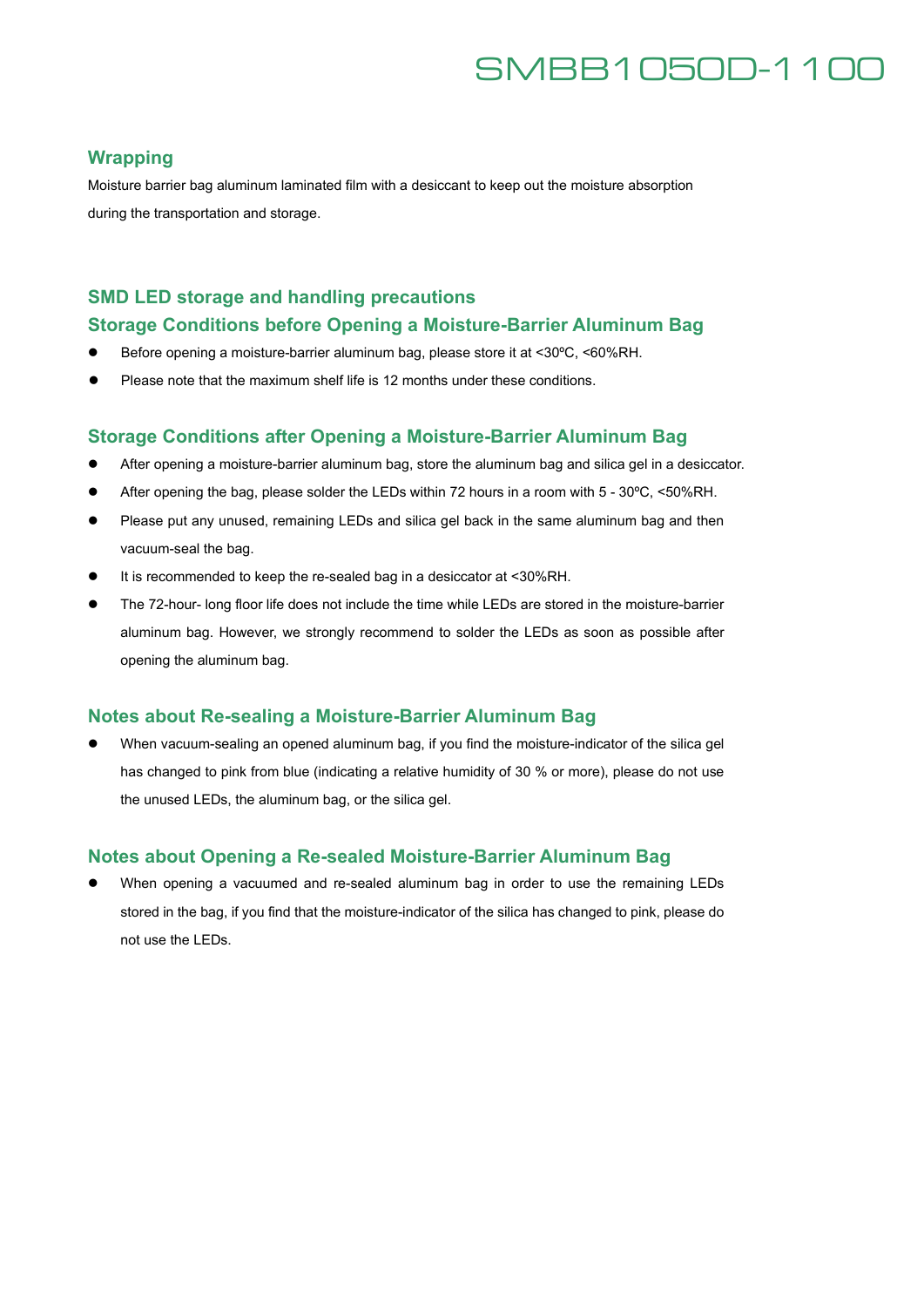## Wrapping

Moisture barrier bag aluminum laminated film with a desiccant to keep out the moisture absorption during the transportation and storage.

## SMD LED storage and handling precautions

### Storage Conditions before Opening a Moisture-Barrier Aluminum Bag

- Before opening a moisture-barrier aluminum bag, please store it at <30ºC, <60%RH.
- Please note that the maximum shelf life is 12 months under these conditions.

### Storage Conditions after Opening a Moisture-Barrier Aluminum Bag

- After opening a moisture-barrier aluminum bag, store the aluminum bag and silica gel in a desiccator.
- After opening the bag, please solder the LEDs within 72 hours in a room with 5 - 30ºC, <50%RH.
- Please put any unused, remaining LEDs and silica gel back in the same aluminum bag and then vacuum-seal the bag.
- It is recommended to keep the re-sealed bag in a desiccator at <30%RH.
- The 72-hour- long floor life does not include the time while LEDs are stored in the moisture-barrier aluminum bag. However, we strongly recommend to solder the LEDs as soon as possible after opening the aluminum bag.

### Notes about Re-sealing a Moisture-Barrier Aluminum Bag

- When vacuum-sealing an opened aluminum bag, if you find the moisture-indicator of the silica gel has changed to pink from blue (indicating a relative humidity of 30 % or more), please do not use the unused LEDs, the aluminum bag, or the silica gel.

### Notes about Opening a Re-sealed Moisture-Barrier Aluminum Bag

- When opening a vacuumed and re-sealed aluminum bag in order to use the remaining LEDs stored in the bag, if you find that the moisture-indicator of the silica has changed to pink, please do not use the LEDs.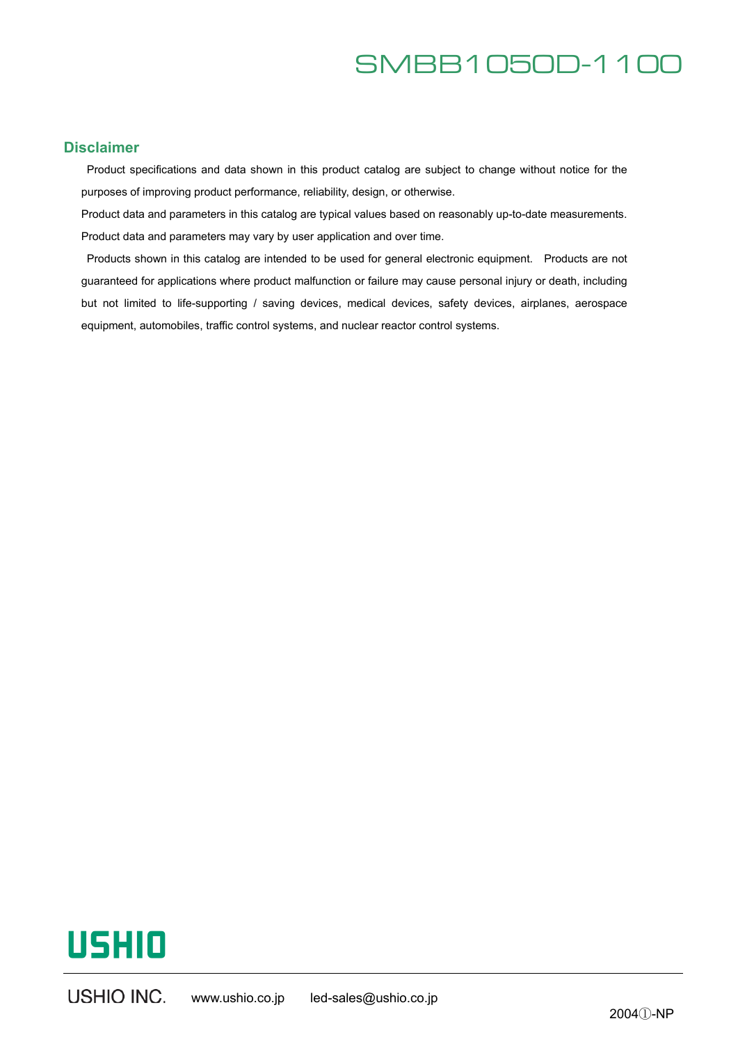## Disclaimer

Product specifications and data shown in this product catalog are subject to change without notice for the purposes of improving product performance, reliability, design, or otherwise.

Product data and parameters in this catalog are typical values based on reasonably up-to-date measurements. Product data and parameters may vary by user application and over time.

Products shown in this catalog are intended to be used for general electronic equipment. Products are not guaranteed for applications where product malfunction or failure may cause personal injury or death, including but not limited to life-supporting / saving devices, medical devices, safety devices, airplanes, aerospace equipment, automobiles, traffic control systems, and nuclear reactor control systems.